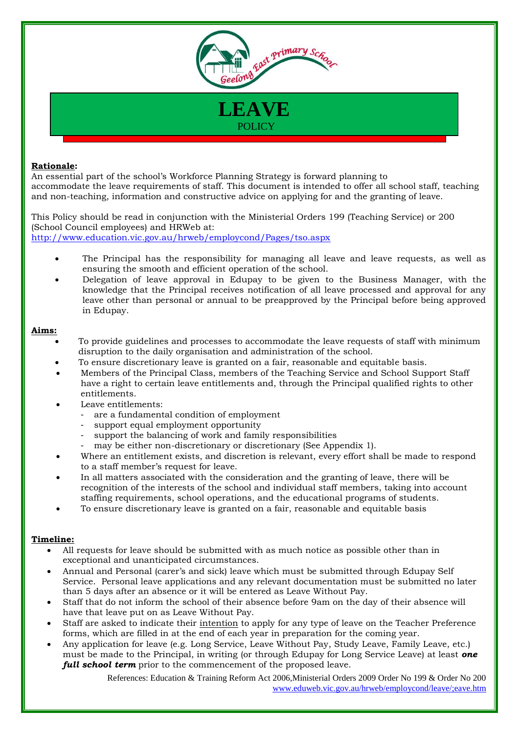# LEAVE
POLICY

**Rationale:**
An essential part of the school's Workforce Planning Strategy is forward planning to accommodate the leave requirements of staff. This document is intended to offer all school staff, teaching and non-teaching, information and constructive advice on applying for and the granting of leave.

This Policy should be read in conjunction with the Ministerial Orders 199 (Teaching Service) or 200 (School Council employees) and HRWeb at:
http://www.education.vic.gov.au/hrweb/employcond/Pages/tso.aspx

- The Principal has the responsibility for managing all leave and leave requests, as well as ensuring the smooth and efficient operation of the school.
- Delegation of leave approval in Edupay to be given to the Business Manager, with the knowledge that the Principal receives notification of all leave processed and approval for any leave other than personal or annual to be preapproved by the Principal before being approved in Edupay.

**Aims:**

- To provide guidelines and processes to accommodate the leave requests of staff with minimum disruption to the daily organisation and administration of the school.
- To ensure discretionary leave is granted on a fair, reasonable and equitable basis.
- Members of the Principal Class, members of the Teaching Service and School Support Staff have a right to certain leave entitlements and, through the Principal qualified rights to other entitlements.
- Leave entitlements:
  - are a fundamental condition of employment
  - support equal employment opportunity
  - support the balancing of work and family responsibilities
  - may be either non-discretionary or discretionary (See Appendix 1).
- Where an entitlement exists, and discretion is relevant, every effort shall be made to respond to a staff member's request for leave.
- In all matters associated with the consideration and the granting of leave, there will be recognition of the interests of the school and individual staff members, taking into account staffing requirements, school operations, and the educational programs of students.
- To ensure discretionary leave is granted on a fair, reasonable and equitable basis

**Timeline:**

- All requests for leave should be submitted with as much notice as possible other than in exceptional and unanticipated circumstances.
- Annual and Personal (carer's and sick) leave which must be submitted through Edupay Self Service. Personal leave applications and any relevant documentation must be submitted no later than 5 days after an absence or it will be entered as Leave Without Pay.
- Staff that do not inform the school of their absence before 9am on the day of their absence will have that leave put on as Leave Without Pay.
- Staff are asked to indicate their intention to apply for any type of leave on the Teacher Preference forms, which are filled in at the end of each year in preparation for the coming year.
- Any application for leave (e.g. Long Service, Leave Without Pay, Study Leave, Family Leave, etc.) must be made to the Principal, in writing (or through Edupay for Long Service Leave) at least ***one full school term*** prior to the commencement of the proposed leave.

References: Education & Training Reform Act 2006,Ministerial Orders 2009 Order No 199 & Order No 200
www.eduweb.vic.gov.au/hrweb/employcond/leave/;eave.htm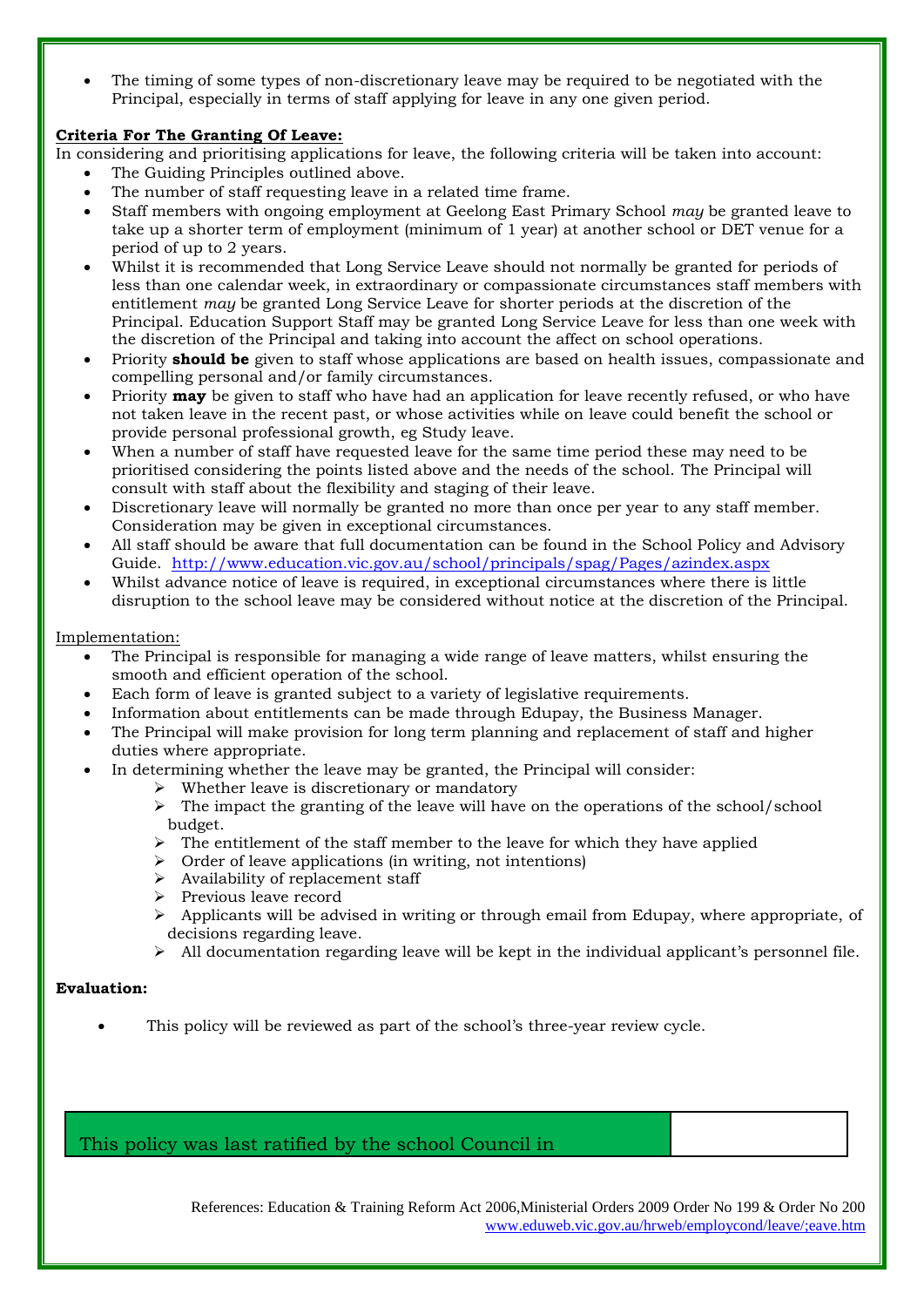- The timing of some types of non-discretionary leave may be required to be negotiated with the Principal, especially in terms of staff applying for leave in any one given period.

**Criteria For The Granting Of Leave:**

In considering and prioritising applications for leave, the following criteria will be taken into account:

- The Guiding Principles outlined above.
- The number of staff requesting leave in a related time frame.
- Staff members with ongoing employment at Geelong East Primary School *may* be granted leave to take up a shorter term of employment (minimum of 1 year) at another school or DET venue for a period of up to 2 years.
- Whilst it is recommended that Long Service Leave should not normally be granted for periods of less than one calendar week, in extraordinary or compassionate circumstances staff members with entitlement *may* be granted Long Service Leave for shorter periods at the discretion of the Principal. Education Support Staff may be granted Long Service Leave for less than one week with the discretion of the Principal and taking into account the affect on school operations.
- Priority **should be** given to staff whose applications are based on health issues, compassionate and compelling personal and/or family circumstances.
- Priority **may** be given to staff who have had an application for leave recently refused, or who have not taken leave in the recent past, or whose activities while on leave could benefit the school or provide personal professional growth, eg Study leave.
- When a number of staff have requested leave for the same time period these may need to be prioritised considering the points listed above and the needs of the school. The Principal will consult with staff about the flexibility and staging of their leave.
- Discretionary leave will normally be granted no more than once per year to any staff member. Consideration may be given in exceptional circumstances.
- All staff should be aware that full documentation can be found in the School Policy and Advisory Guide. http://www.education.vic.gov.au/school/principals/spag/Pages/azindex.aspx
- Whilst advance notice of leave is required, in exceptional circumstances where there is little disruption to the school leave may be considered without notice at the discretion of the Principal.

Implementation:

- The Principal is responsible for managing a wide range of leave matters, whilst ensuring the smooth and efficient operation of the school.
- Each form of leave is granted subject to a variety of legislative requirements.
- Information about entitlements can be made through Edupay, the Business Manager.
- The Principal will make provision for long term planning and replacement of staff and higher duties where appropriate.
- In determining whether the leave may be granted, the Principal will consider:
  - Whether leave is discretionary or mandatory
  - The impact the granting of the leave will have on the operations of the school/school budget.
  - The entitlement of the staff member to the leave for which they have applied
  - Order of leave applications (in writing, not intentions)
  - Availability of replacement staff
  - Previous leave record
  - Applicants will be advised in writing or through email from Edupay, where appropriate, of decisions regarding leave.
  - All documentation regarding leave will be kept in the individual applicant's personnel file.

**Evaluation:**

- This policy will be reviewed as part of the school's three-year review cycle.

| This policy was last ratified by the school Council in | |
|---|---|

References: Education & Training Reform Act 2006,Ministerial Orders 2009 Order No 199 & Order No 200
www.eduweb.vic.gov.au/hrweb/employcond/leave/;eave.htm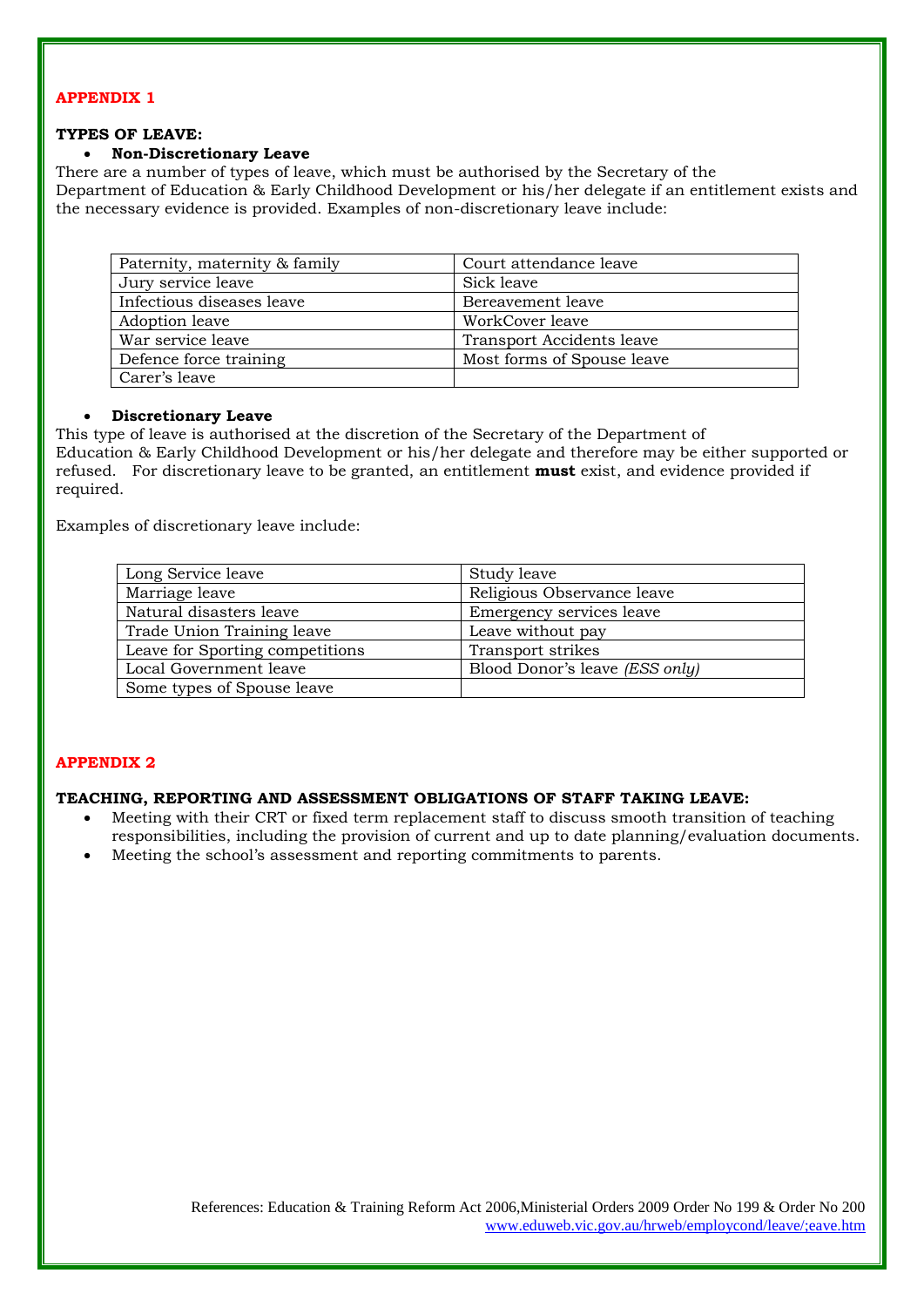## APPENDIX 1

**TYPES OF LEAVE:**

- **Non-Discretionary Leave**

There are a number of types of leave, which must be authorised by the Secretary of the Department of Education & Early Childhood Development or his/her delegate if an entitlement exists and the necessary evidence is provided. Examples of non-discretionary leave include:

| | |
|---|---|
| Paternity, maternity & family | Court attendance leave |
| Jury service leave | Sick leave |
| Infectious diseases leave | Bereavement leave |
| Adoption leave | WorkCover leave |
| War service leave | Transport Accidents leave |
| Defence force training | Most forms of Spouse leave |
| Carer's leave | |

- **Discretionary Leave**

This type of leave is authorised at the discretion of the Secretary of the Department of Education & Early Childhood Development or his/her delegate and therefore may be either supported or refused. For discretionary leave to be granted, an entitlement **must** exist, and evidence provided if required.

Examples of discretionary leave include:

| | |
|---|---|
| Long Service leave | Study leave |
| Marriage leave | Religious Observance leave |
| Natural disasters leave | Emergency services leave |
| Trade Union Training leave | Leave without pay |
| Leave for Sporting competitions | Transport strikes |
| Local Government leave | Blood Donor's leave *(ESS only)* |
| Some types of Spouse leave | |

## APPENDIX 2

**TEACHING, REPORTING AND ASSESSMENT OBLIGATIONS OF STAFF TAKING LEAVE:**

- Meeting with their CRT or fixed term replacement staff to discuss smooth transition of teaching responsibilities, including the provision of current and up to date planning/evaluation documents.
- Meeting the school's assessment and reporting commitments to parents.

References: Education & Training Reform Act 2006,Ministerial Orders 2009 Order No 199 & Order No 200
www.eduweb.vic.gov.au/hrweb/employcond/leave/;eave.htm